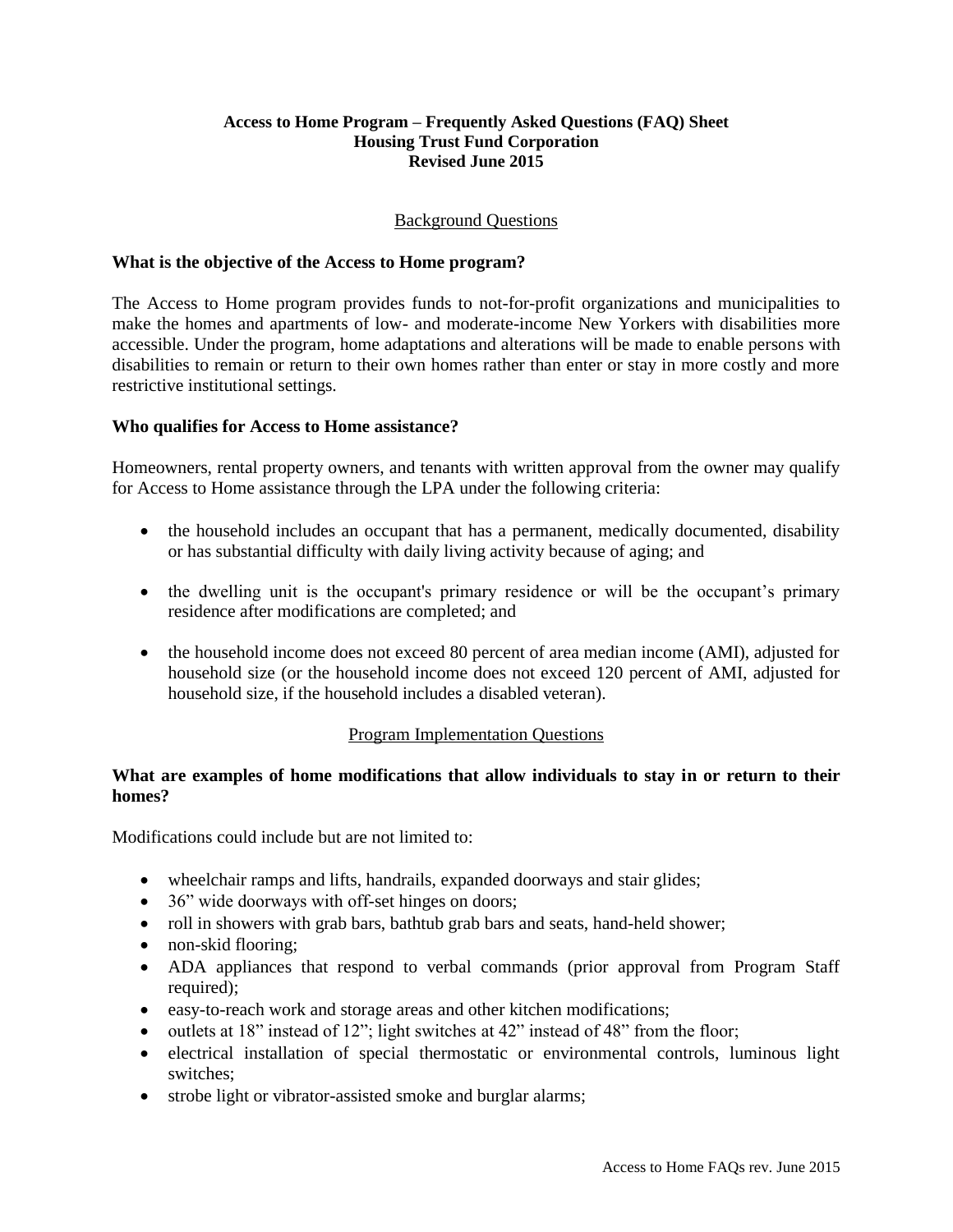**Access to Home Program – Frequently Asked Questions (FAQ) Sheet**
**Housing Trust Fund Corporation**
**Revised June 2015**

## Background Questions

### What is the objective of the Access to Home program?

The Access to Home program provides funds to not-for-profit organizations and municipalities to make the homes and apartments of low- and moderate-income New Yorkers with disabilities more accessible. Under the program, home adaptations and alterations will be made to enable persons with disabilities to remain or return to their own homes rather than enter or stay in more costly and more restrictive institutional settings.

### Who qualifies for Access to Home assistance?

Homeowners, rental property owners, and tenants with written approval from the owner may qualify for Access to Home assistance through the LPA under the following criteria:

- the household includes an occupant that has a permanent, medically documented, disability or has substantial difficulty with daily living activity because of aging; and
- the dwelling unit is the occupant's primary residence or will be the occupant's primary residence after modifications are completed; and
- the household income does not exceed 80 percent of area median income (AMI), adjusted for household size (or the household income does not exceed 120 percent of AMI, adjusted for household size, if the household includes a disabled veteran).

## Program Implementation Questions

### What are examples of home modifications that allow individuals to stay in or return to their homes?

Modifications could include but are not limited to:

- wheelchair ramps and lifts, handrails, expanded doorways and stair glides;
- 36" wide doorways with off-set hinges on doors;
- roll in showers with grab bars, bathtub grab bars and seats, hand-held shower;
- non-skid flooring;
- ADA appliances that respond to verbal commands (prior approval from Program Staff required);
- easy-to-reach work and storage areas and other kitchen modifications;
- outlets at 18" instead of 12"; light switches at 42" instead of 48" from the floor;
- electrical installation of special thermostatic or environmental controls, luminous light switches;
- strobe light or vibrator-assisted smoke and burglar alarms;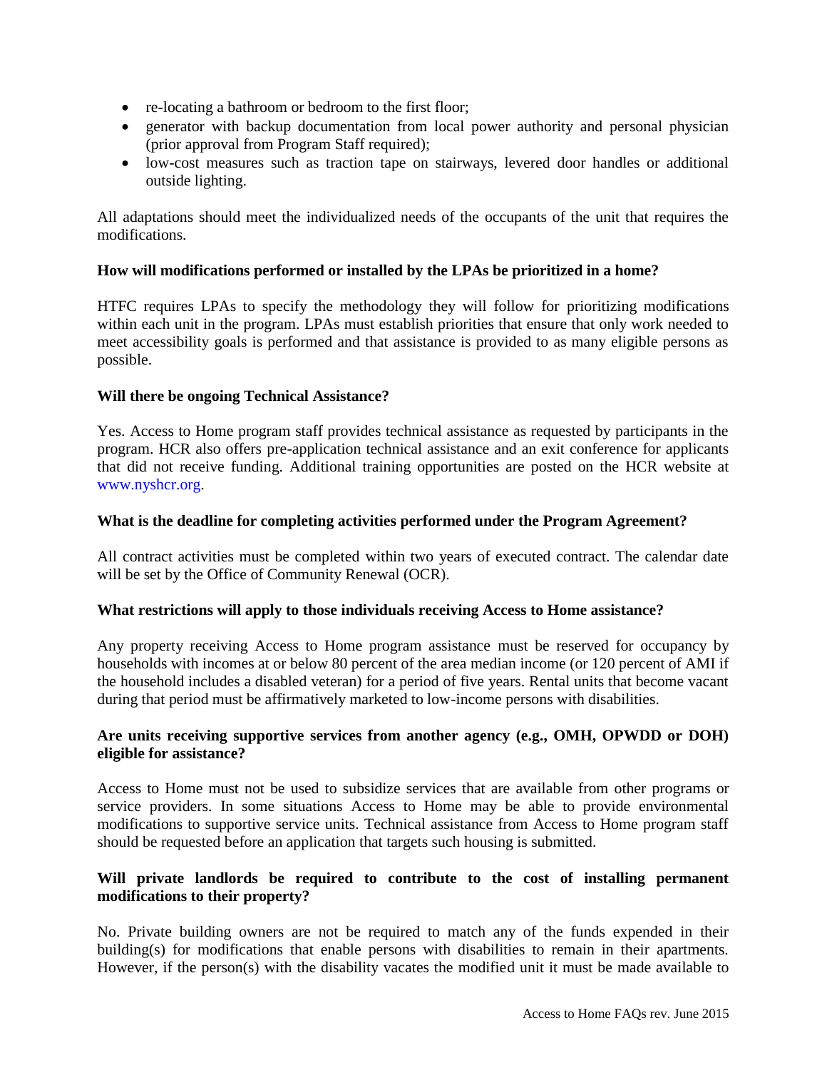- re-locating a bathroom or bedroom to the first floor;
- generator with backup documentation from local power authority and personal physician (prior approval from Program Staff required);
- low-cost measures such as traction tape on stairways, levered door handles or additional outside lighting.

All adaptations should meet the individualized needs of the occupants of the unit that requires the modifications.

**How will modifications performed or installed by the LPAs be prioritized in a home?**

HTFC requires LPAs to specify the methodology they will follow for prioritizing modifications within each unit in the program. LPAs must establish priorities that ensure that only work needed to meet accessibility goals is performed and that assistance is provided to as many eligible persons as possible.

**Will there be ongoing Technical Assistance?**

Yes. Access to Home program staff provides technical assistance as requested by participants in the program. HCR also offers pre-application technical assistance and an exit conference for applicants that did not receive funding. Additional training opportunities are posted on the HCR website at www.nyshcr.org.

**What is the deadline for completing activities performed under the Program Agreement?**

All contract activities must be completed within two years of executed contract. The calendar date will be set by the Office of Community Renewal (OCR).

**What restrictions will apply to those individuals receiving Access to Home assistance?**

Any property receiving Access to Home program assistance must be reserved for occupancy by households with incomes at or below 80 percent of the area median income (or 120 percent of AMI if the household includes a disabled veteran) for a period of five years. Rental units that become vacant during that period must be affirmatively marketed to low-income persons with disabilities.

**Are units receiving supportive services from another agency (e.g., OMH, OPWDD or DOH) eligible for assistance?**

Access to Home must not be used to subsidize services that are available from other programs or service providers. In some situations Access to Home may be able to provide environmental modifications to supportive service units. Technical assistance from Access to Home program staff should be requested before an application that targets such housing is submitted.

**Will private landlords be required to contribute to the cost of installing permanent modifications to their property?**

No. Private building owners are not be required to match any of the funds expended in their building(s) for modifications that enable persons with disabilities to remain in their apartments. However, if the person(s) with the disability vacates the modified unit it must be made available to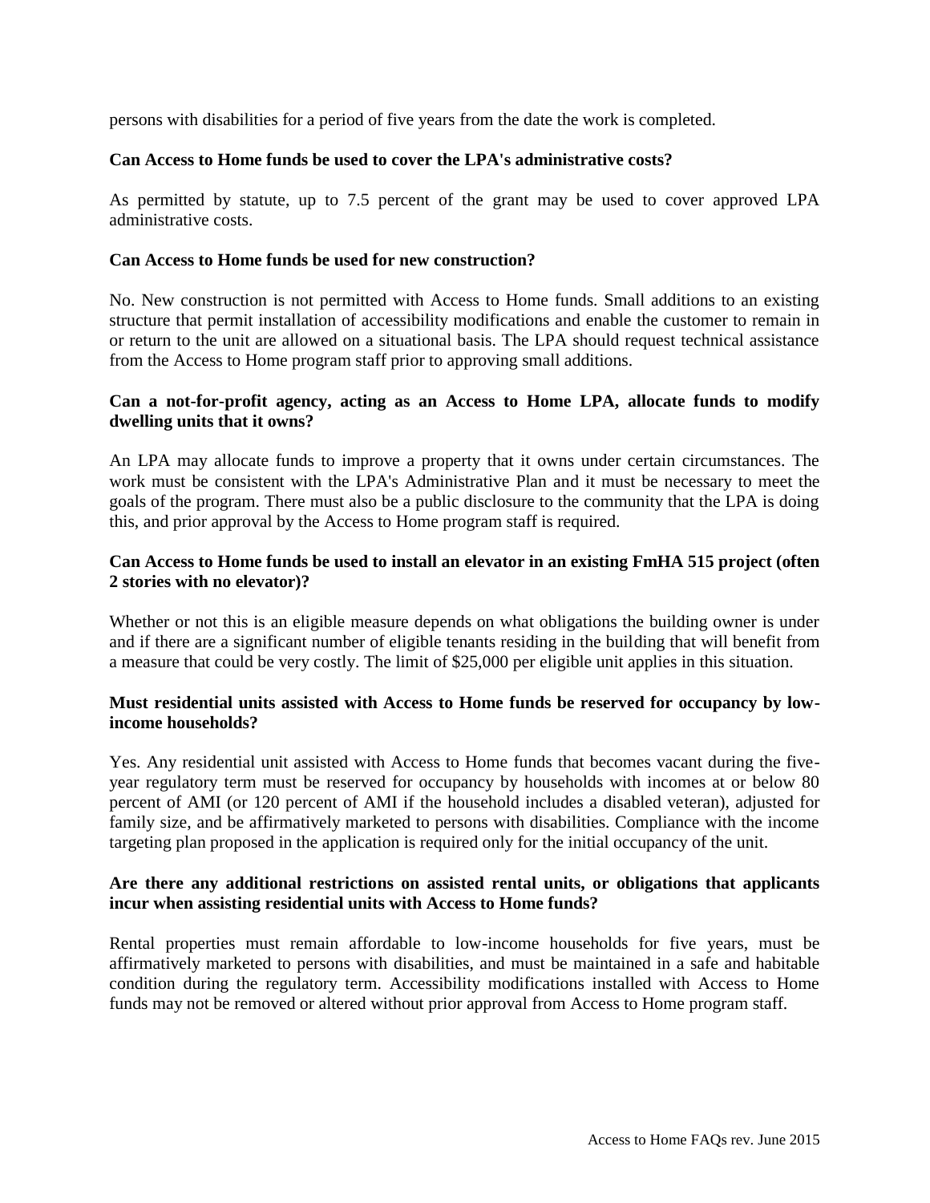persons with disabilities for a period of five years from the date the work is completed.

**Can Access to Home funds be used to cover the LPA's administrative costs?**

As permitted by statute, up to 7.5 percent of the grant may be used to cover approved LPA administrative costs.

**Can Access to Home funds be used for new construction?**

No. New construction is not permitted with Access to Home funds. Small additions to an existing structure that permit installation of accessibility modifications and enable the customer to remain in or return to the unit are allowed on a situational basis. The LPA should request technical assistance from the Access to Home program staff prior to approving small additions.

**Can a not-for-profit agency, acting as an Access to Home LPA, allocate funds to modify dwelling units that it owns?**

An LPA may allocate funds to improve a property that it owns under certain circumstances. The work must be consistent with the LPA's Administrative Plan and it must be necessary to meet the goals of the program. There must also be a public disclosure to the community that the LPA is doing this, and prior approval by the Access to Home program staff is required.

**Can Access to Home funds be used to install an elevator in an existing FmHA 515 project (often 2 stories with no elevator)?**

Whether or not this is an eligible measure depends on what obligations the building owner is under and if there are a significant number of eligible tenants residing in the building that will benefit from a measure that could be very costly. The limit of $25,000 per eligible unit applies in this situation.

**Must residential units assisted with Access to Home funds be reserved for occupancy by low-income households?**

Yes. Any residential unit assisted with Access to Home funds that becomes vacant during the five-year regulatory term must be reserved for occupancy by households with incomes at or below 80 percent of AMI (or 120 percent of AMI if the household includes a disabled veteran), adjusted for family size, and be affirmatively marketed to persons with disabilities. Compliance with the income targeting plan proposed in the application is required only for the initial occupancy of the unit.

**Are there any additional restrictions on assisted rental units, or obligations that applicants incur when assisting residential units with Access to Home funds?**

Rental properties must remain affordable to low-income households for five years, must be affirmatively marketed to persons with disabilities, and must be maintained in a safe and habitable condition during the regulatory term. Accessibility modifications installed with Access to Home funds may not be removed or altered without prior approval from Access to Home program staff.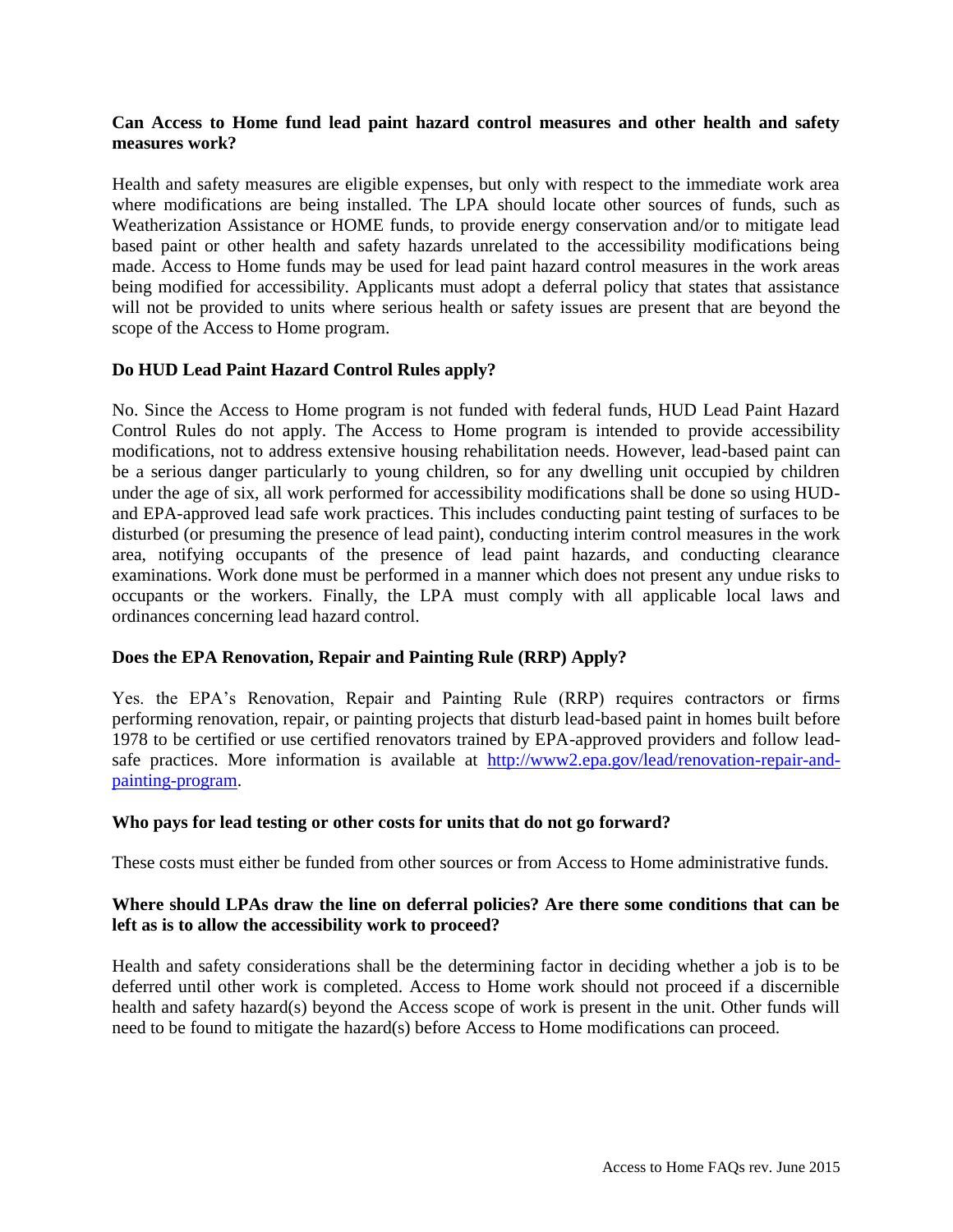**Can Access to Home fund lead paint hazard control measures and other health and safety measures work?**

Health and safety measures are eligible expenses, but only with respect to the immediate work area where modifications are being installed. The LPA should locate other sources of funds, such as Weatherization Assistance or HOME funds, to provide energy conservation and/or to mitigate lead based paint or other health and safety hazards unrelated to the accessibility modifications being made. Access to Home funds may be used for lead paint hazard control measures in the work areas being modified for accessibility. Applicants must adopt a deferral policy that states that assistance will not be provided to units where serious health or safety issues are present that are beyond the scope of the Access to Home program.

**Do HUD Lead Paint Hazard Control Rules apply?**

No. Since the Access to Home program is not funded with federal funds, HUD Lead Paint Hazard Control Rules do not apply. The Access to Home program is intended to provide accessibility modifications, not to address extensive housing rehabilitation needs. However, lead-based paint can be a serious danger particularly to young children, so for any dwelling unit occupied by children under the age of six, all work performed for accessibility modifications shall be done so using HUD- and EPA-approved lead safe work practices. This includes conducting paint testing of surfaces to be disturbed (or presuming the presence of lead paint), conducting interim control measures in the work area, notifying occupants of the presence of lead paint hazards, and conducting clearance examinations. Work done must be performed in a manner which does not present any undue risks to occupants or the workers. Finally, the LPA must comply with all applicable local laws and ordinances concerning lead hazard control.

**Does the EPA Renovation, Repair and Painting Rule (RRP) Apply?**

Yes. the EPA's Renovation, Repair and Painting Rule (RRP) requires contractors or firms performing renovation, repair, or painting projects that disturb lead-based paint in homes built before 1978 to be certified or use certified renovators trained by EPA-approved providers and follow lead-safe practices. More information is available at [http://www2.epa.gov/lead/renovation-repair-and-painting-program](http://www2.epa.gov/lead/renovation-repair-and-painting-program).

**Who pays for lead testing or other costs for units that do not go forward?**

These costs must either be funded from other sources or from Access to Home administrative funds.

**Where should LPAs draw the line on deferral policies? Are there some conditions that can be left as is to allow the accessibility work to proceed?**

Health and safety considerations shall be the determining factor in deciding whether a job is to be deferred until other work is completed. Access to Home work should not proceed if a discernible health and safety hazard(s) beyond the Access scope of work is present in the unit. Other funds will need to be found to mitigate the hazard(s) before Access to Home modifications can proceed.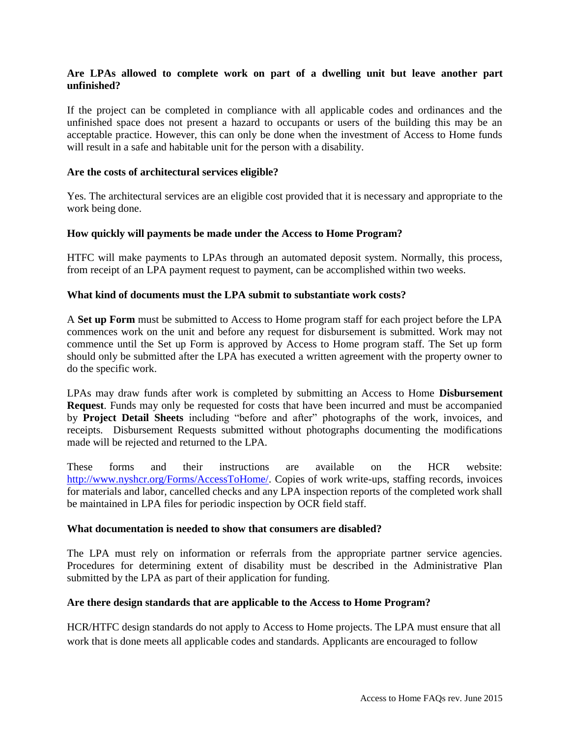**Are LPAs allowed to complete work on part of a dwelling unit but leave another part unfinished?**

If the project can be completed in compliance with all applicable codes and ordinances and the unfinished space does not present a hazard to occupants or users of the building this may be an acceptable practice. However, this can only be done when the investment of Access to Home funds will result in a safe and habitable unit for the person with a disability.

**Are the costs of architectural services eligible?**

Yes. The architectural services are an eligible cost provided that it is necessary and appropriate to the work being done.

**How quickly will payments be made under the Access to Home Program?**

HTFC will make payments to LPAs through an automated deposit system. Normally, this process, from receipt of an LPA payment request to payment, can be accomplished within two weeks.

**What kind of documents must the LPA submit to substantiate work costs?**

A **Set up Form** must be submitted to Access to Home program staff for each project before the LPA commences work on the unit and before any request for disbursement is submitted. Work may not commence until the Set up Form is approved by Access to Home program staff. The Set up form should only be submitted after the LPA has executed a written agreement with the property owner to do the specific work.

LPAs may draw funds after work is completed by submitting an Access to Home **Disbursement Request**. Funds may only be requested for costs that have been incurred and must be accompanied by **Project Detail Sheets** including "before and after" photographs of the work, invoices, and receipts. Disbursement Requests submitted without photographs documenting the modifications made will be rejected and returned to the LPA.

These forms and their instructions are available on the HCR website: http://www.nyshcr.org/Forms/AccessToHome/. Copies of work write-ups, staffing records, invoices for materials and labor, cancelled checks and any LPA inspection reports of the completed work shall be maintained in LPA files for periodic inspection by OCR field staff.

**What documentation is needed to show that consumers are disabled?**

The LPA must rely on information or referrals from the appropriate partner service agencies. Procedures for determining extent of disability must be described in the Administrative Plan submitted by the LPA as part of their application for funding.

**Are there design standards that are applicable to the Access to Home Program?**

HCR/HTFC design standards do not apply to Access to Home projects. The LPA must ensure that all work that is done meets all applicable codes and standards. Applicants are encouraged to follow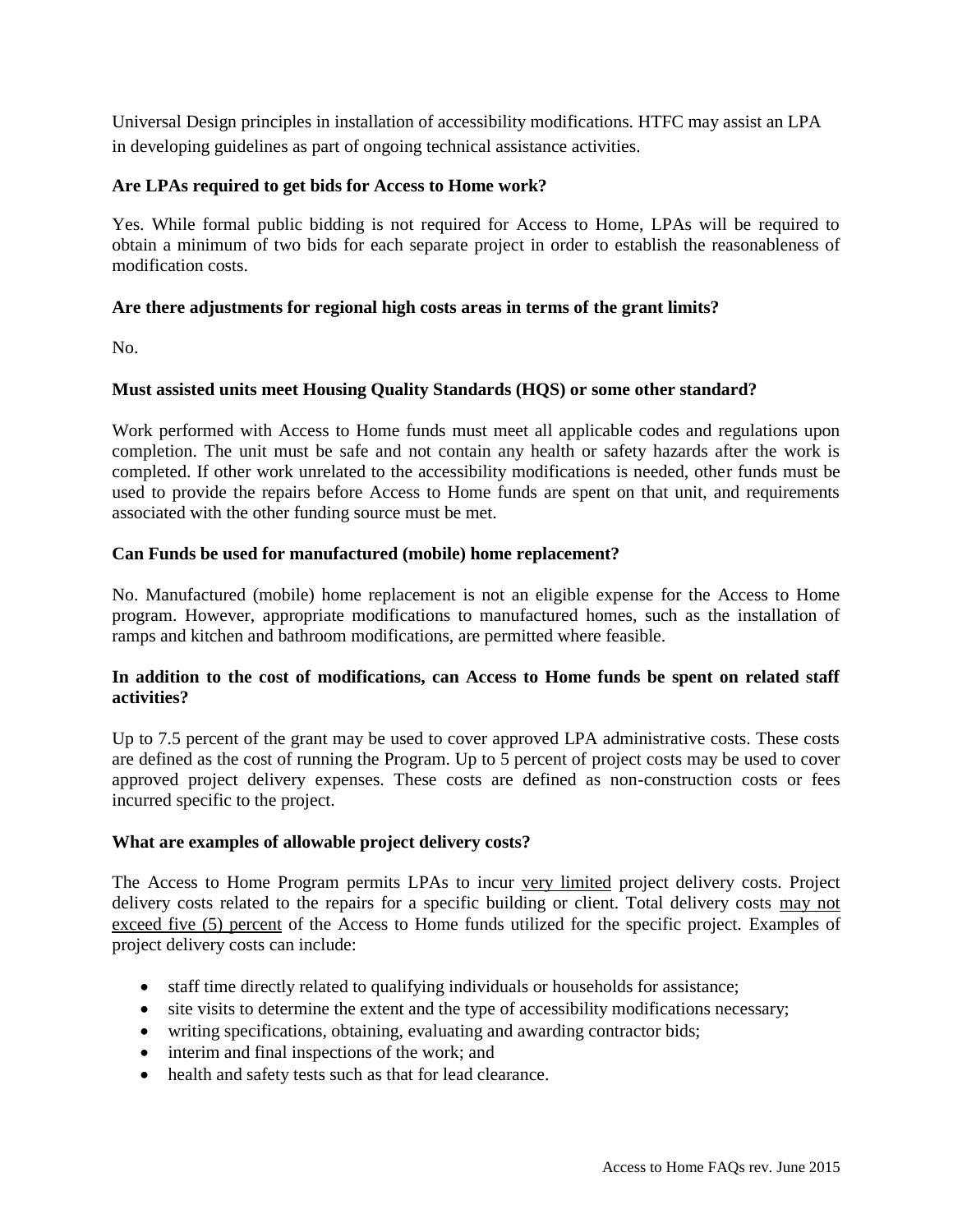Universal Design principles in installation of accessibility modifications. HTFC may assist an LPA in developing guidelines as part of ongoing technical assistance activities.

**Are LPAs required to get bids for Access to Home work?**

Yes. While formal public bidding is not required for Access to Home, LPAs will be required to obtain a minimum of two bids for each separate project in order to establish the reasonableness of modification costs.

**Are there adjustments for regional high costs areas in terms of the grant limits?**

No.

**Must assisted units meet Housing Quality Standards (HQS) or some other standard?**

Work performed with Access to Home funds must meet all applicable codes and regulations upon completion. The unit must be safe and not contain any health or safety hazards after the work is completed. If other work unrelated to the accessibility modifications is needed, other funds must be used to provide the repairs before Access to Home funds are spent on that unit, and requirements associated with the other funding source must be met.

**Can Funds be used for manufactured (mobile) home replacement?**

No. Manufactured (mobile) home replacement is not an eligible expense for the Access to Home program. However, appropriate modifications to manufactured homes, such as the installation of ramps and kitchen and bathroom modifications, are permitted where feasible.

**In addition to the cost of modifications, can Access to Home funds be spent on related staff activities?**

Up to 7.5 percent of the grant may be used to cover approved LPA administrative costs. These costs are defined as the cost of running the Program. Up to 5 percent of project costs may be used to cover approved project delivery expenses. These costs are defined as non-construction costs or fees incurred specific to the project.

**What are examples of allowable project delivery costs?**

The Access to Home Program permits LPAs to incur very limited project delivery costs. Project delivery costs related to the repairs for a specific building or client. Total delivery costs may not exceed five (5) percent of the Access to Home funds utilized for the specific project. Examples of project delivery costs can include:

- staff time directly related to qualifying individuals or households for assistance;
- site visits to determine the extent and the type of accessibility modifications necessary;
- writing specifications, obtaining, evaluating and awarding contractor bids;
- interim and final inspections of the work; and
- health and safety tests such as that for lead clearance.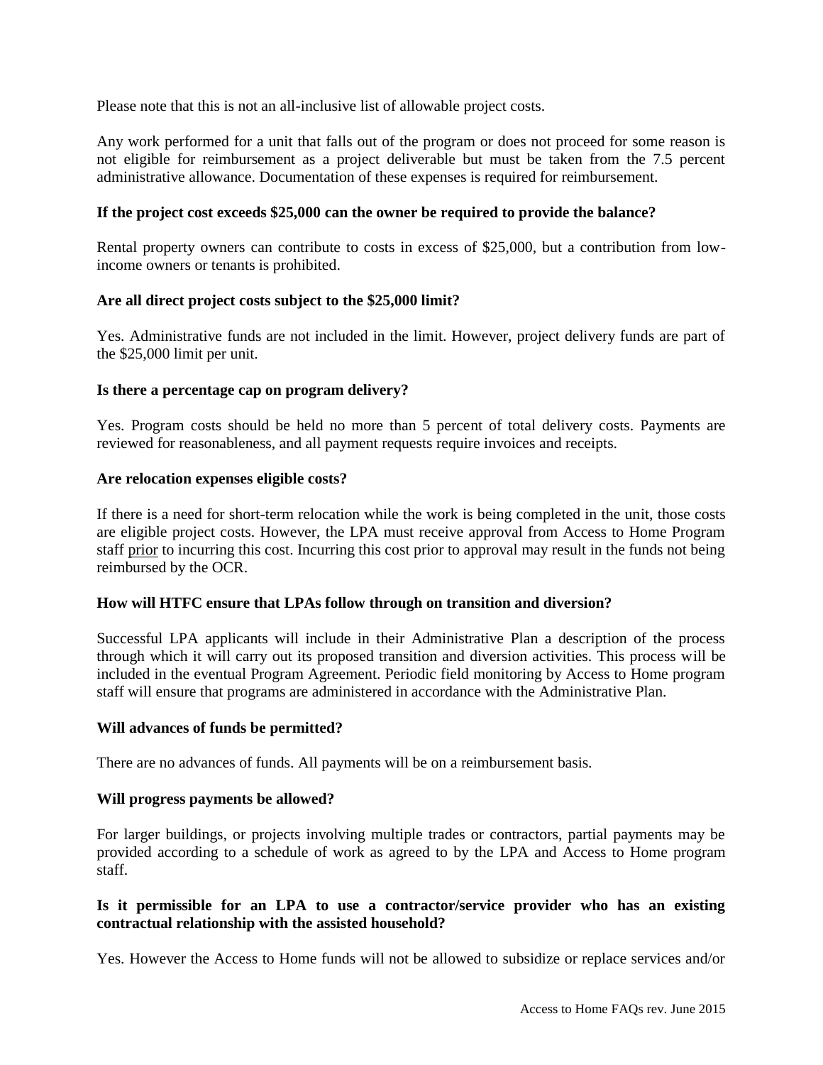Please note that this is not an all-inclusive list of allowable project costs.

Any work performed for a unit that falls out of the program or does not proceed for some reason is not eligible for reimbursement as a project deliverable but must be taken from the 7.5 percent administrative allowance. Documentation of these expenses is required for reimbursement.

**If the project cost exceeds $25,000 can the owner be required to provide the balance?**

Rental property owners can contribute to costs in excess of $25,000, but a contribution from low-income owners or tenants is prohibited.

**Are all direct project costs subject to the $25,000 limit?**

Yes. Administrative funds are not included in the limit. However, project delivery funds are part of the $25,000 limit per unit.

**Is there a percentage cap on program delivery?**

Yes. Program costs should be held no more than 5 percent of total delivery costs. Payments are reviewed for reasonableness, and all payment requests require invoices and receipts.

**Are relocation expenses eligible costs?**

If there is a need for short-term relocation while the work is being completed in the unit, those costs are eligible project costs. However, the LPA must receive approval from Access to Home Program staff prior to incurring this cost. Incurring this cost prior to approval may result in the funds not being reimbursed by the OCR.

**How will HTFC ensure that LPAs follow through on transition and diversion?**

Successful LPA applicants will include in their Administrative Plan a description of the process through which it will carry out its proposed transition and diversion activities. This process will be included in the eventual Program Agreement. Periodic field monitoring by Access to Home program staff will ensure that programs are administered in accordance with the Administrative Plan.

**Will advances of funds be permitted?**

There are no advances of funds. All payments will be on a reimbursement basis.

**Will progress payments be allowed?**

For larger buildings, or projects involving multiple trades or contractors, partial payments may be provided according to a schedule of work as agreed to by the LPA and Access to Home program staff.

**Is it permissible for an LPA to use a contractor/service provider who has an existing contractual relationship with the assisted household?**

Yes. However the Access to Home funds will not be allowed to subsidize or replace services and/or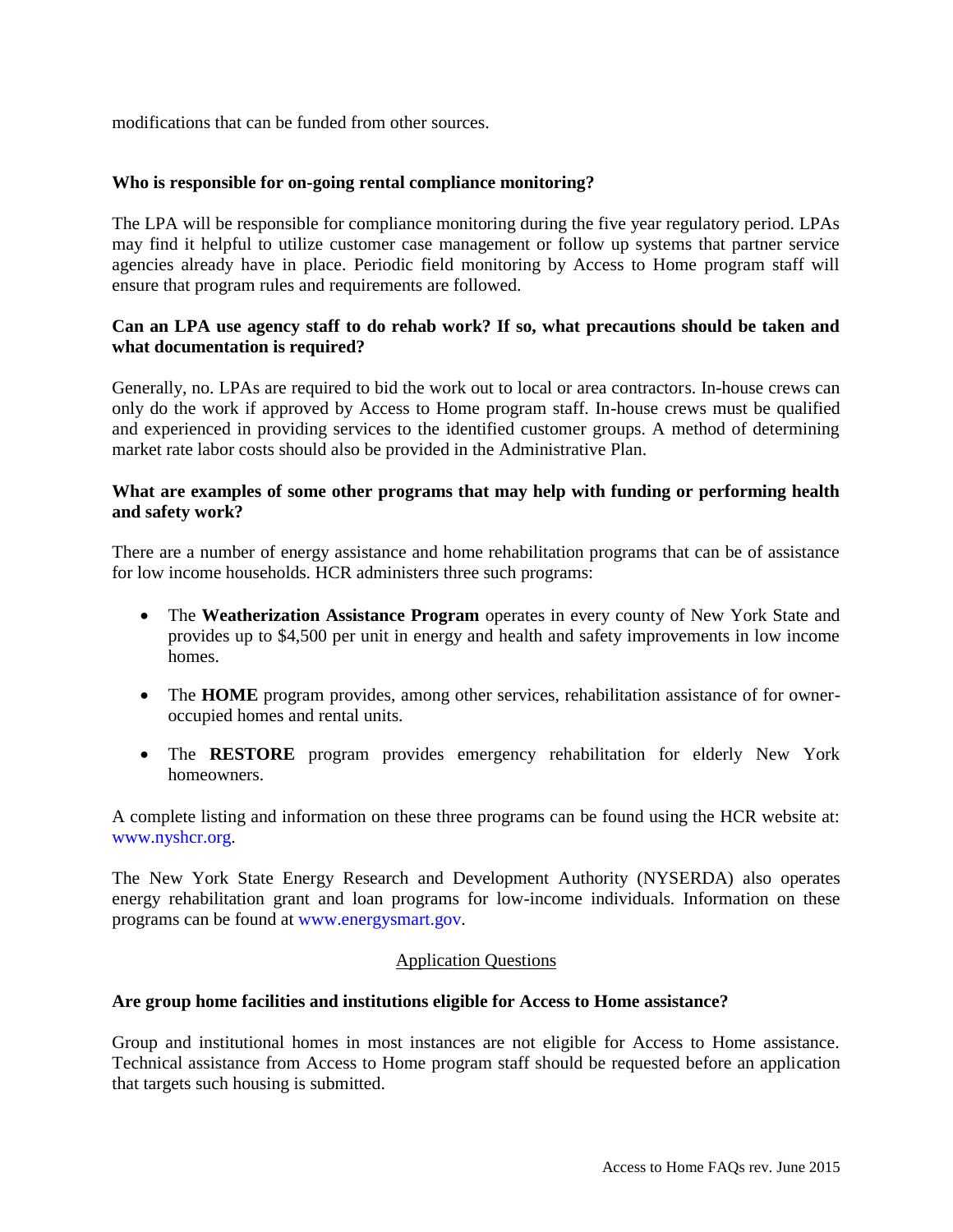modifications that can be funded from other sources.

**Who is responsible for on-going rental compliance monitoring?**

The LPA will be responsible for compliance monitoring during the five year regulatory period. LPAs may find it helpful to utilize customer case management or follow up systems that partner service agencies already have in place. Periodic field monitoring by Access to Home program staff will ensure that program rules and requirements are followed.

**Can an LPA use agency staff to do rehab work? If so, what precautions should be taken and what documentation is required?**

Generally, no. LPAs are required to bid the work out to local or area contractors. In-house crews can only do the work if approved by Access to Home program staff. In-house crews must be qualified and experienced in providing services to the identified customer groups. A method of determining market rate labor costs should also be provided in the Administrative Plan.

**What are examples of some other programs that may help with funding or performing health and safety work?**

There are a number of energy assistance and home rehabilitation programs that can be of assistance for low income households. HCR administers three such programs:

- The **Weatherization Assistance Program** operates in every county of New York State and provides up to $4,500 per unit in energy and health and safety improvements in low income homes.
- The **HOME** program provides, among other services, rehabilitation assistance of for owner-occupied homes and rental units.
- The **RESTORE** program provides emergency rehabilitation for elderly New York homeowners.

A complete listing and information on these three programs can be found using the HCR website at: www.nyshcr.org.

The New York State Energy Research and Development Authority (NYSERDA) also operates energy rehabilitation grant and loan programs for low-income individuals. Information on these programs can be found at www.energysmart.gov.

## Application Questions

**Are group home facilities and institutions eligible for Access to Home assistance?**

Group and institutional homes in most instances are not eligible for Access to Home assistance. Technical assistance from Access to Home program staff should be requested before an application that targets such housing is submitted.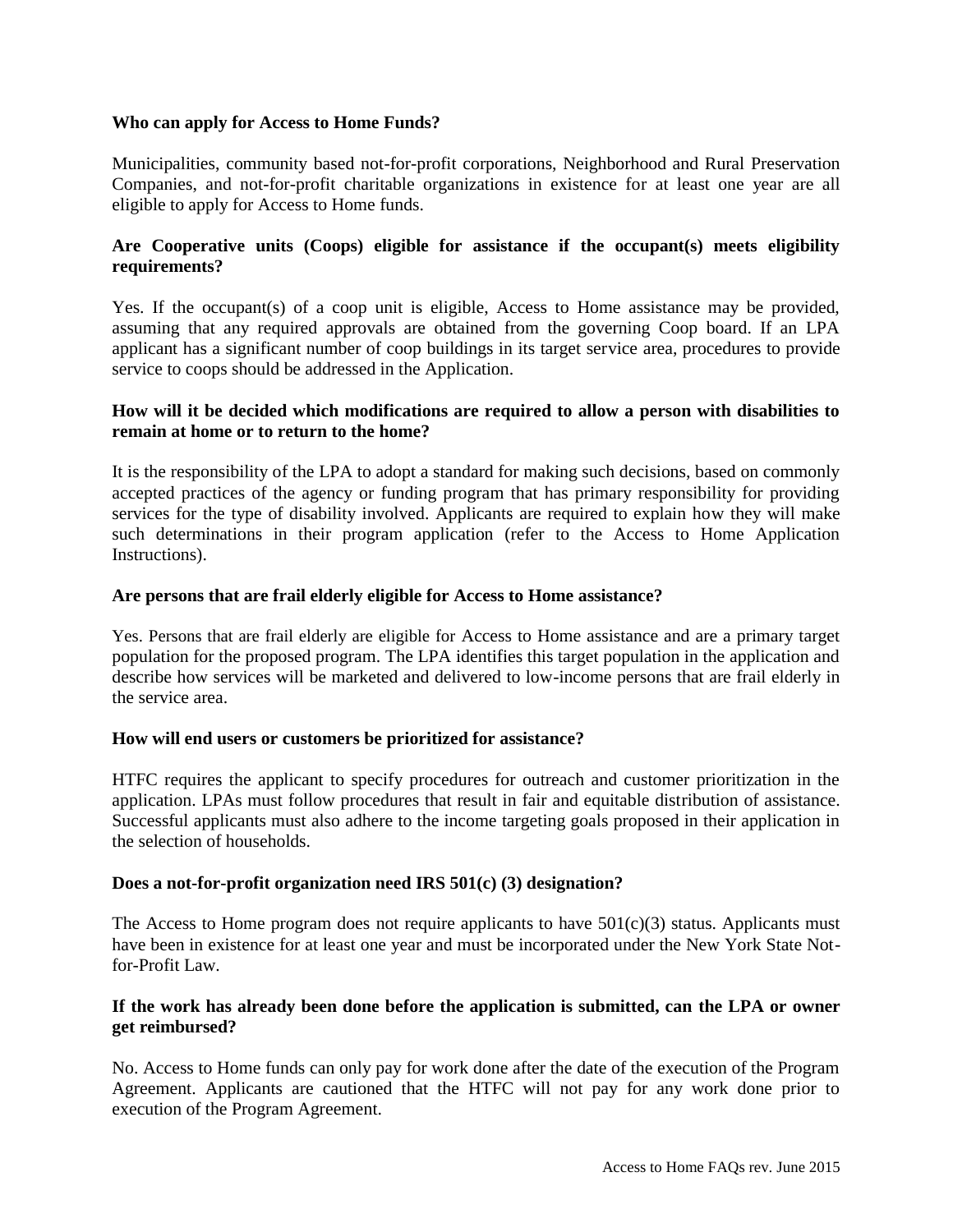**Who can apply for Access to Home Funds?**

Municipalities, community based not-for-profit corporations, Neighborhood and Rural Preservation Companies, and not-for-profit charitable organizations in existence for at least one year are all eligible to apply for Access to Home funds.

**Are Cooperative units (Coops) eligible for assistance if the occupant(s) meets eligibility requirements?**

Yes. If the occupant(s) of a coop unit is eligible, Access to Home assistance may be provided, assuming that any required approvals are obtained from the governing Coop board. If an LPA applicant has a significant number of coop buildings in its target service area, procedures to provide service to coops should be addressed in the Application.

**How will it be decided which modifications are required to allow a person with disabilities to remain at home or to return to the home?**

It is the responsibility of the LPA to adopt a standard for making such decisions, based on commonly accepted practices of the agency or funding program that has primary responsibility for providing services for the type of disability involved. Applicants are required to explain how they will make such determinations in their program application (refer to the Access to Home Application Instructions).

**Are persons that are frail elderly eligible for Access to Home assistance?**

Yes. Persons that are frail elderly are eligible for Access to Home assistance and are a primary target population for the proposed program. The LPA identifies this target population in the application and describe how services will be marketed and delivered to low-income persons that are frail elderly in the service area.

**How will end users or customers be prioritized for assistance?**

HTFC requires the applicant to specify procedures for outreach and customer prioritization in the application. LPAs must follow procedures that result in fair and equitable distribution of assistance. Successful applicants must also adhere to the income targeting goals proposed in their application in the selection of households.

**Does a not-for-profit organization need IRS 501(c) (3) designation?**

The Access to Home program does not require applicants to have 501(c)(3) status. Applicants must have been in existence for at least one year and must be incorporated under the New York State Not-for-Profit Law.

**If the work has already been done before the application is submitted, can the LPA or owner get reimbursed?**

No. Access to Home funds can only pay for work done after the date of the execution of the Program Agreement. Applicants are cautioned that the HTFC will not pay for any work done prior to execution of the Program Agreement.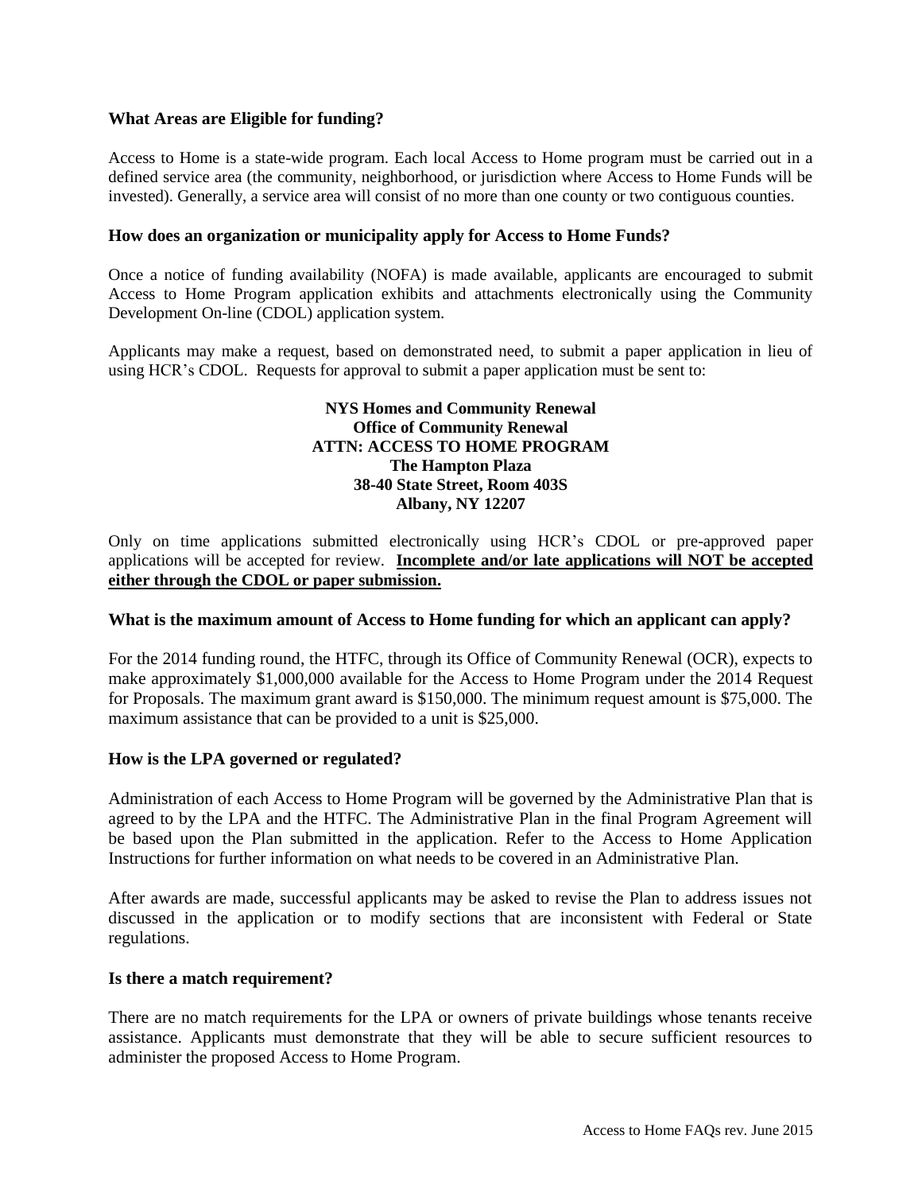**What Areas are Eligible for funding?**

Access to Home is a state-wide program. Each local Access to Home program must be carried out in a defined service area (the community, neighborhood, or jurisdiction where Access to Home Funds will be invested). Generally, a service area will consist of no more than one county or two contiguous counties.

**How does an organization or municipality apply for Access to Home Funds?**

Once a notice of funding availability (NOFA) is made available, applicants are encouraged to submit Access to Home Program application exhibits and attachments electronically using the Community Development On-line (CDOL) application system.

Applicants may make a request, based on demonstrated need, to submit a paper application in lieu of using HCR's CDOL. Requests for approval to submit a paper application must be sent to:

**NYS Homes and Community Renewal**
**Office of Community Renewal**
**ATTN: ACCESS TO HOME PROGRAM**
**The Hampton Plaza**
**38-40 State Street, Room 403S**
**Albany, NY 12207**

Only on time applications submitted electronically using HCR's CDOL or pre-approved paper applications will be accepted for review. **Incomplete and/or late applications will NOT be accepted either through the CDOL or paper submission.**

**What is the maximum amount of Access to Home funding for which an applicant can apply?**

For the 2014 funding round, the HTFC, through its Office of Community Renewal (OCR), expects to make approximately $1,000,000 available for the Access to Home Program under the 2014 Request for Proposals. The maximum grant award is $150,000. The minimum request amount is $75,000. The maximum assistance that can be provided to a unit is $25,000.

**How is the LPA governed or regulated?**

Administration of each Access to Home Program will be governed by the Administrative Plan that is agreed to by the LPA and the HTFC. The Administrative Plan in the final Program Agreement will be based upon the Plan submitted in the application. Refer to the Access to Home Application Instructions for further information on what needs to be covered in an Administrative Plan.

After awards are made, successful applicants may be asked to revise the Plan to address issues not discussed in the application or to modify sections that are inconsistent with Federal or State regulations.

**Is there a match requirement?**

There are no match requirements for the LPA or owners of private buildings whose tenants receive assistance. Applicants must demonstrate that they will be able to secure sufficient resources to administer the proposed Access to Home Program.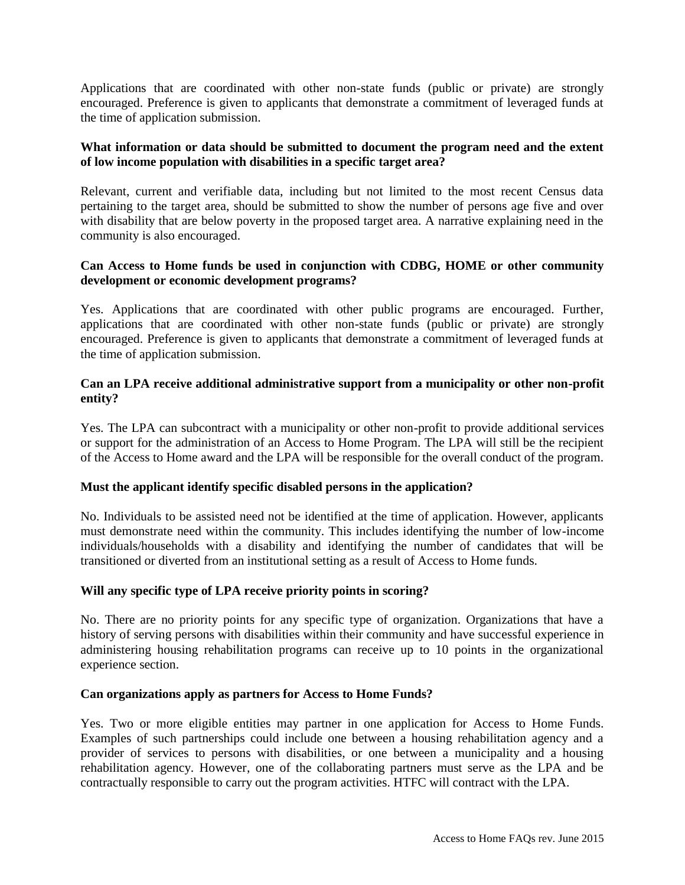Applications that are coordinated with other non-state funds (public or private) are strongly encouraged. Preference is given to applicants that demonstrate a commitment of leveraged funds at the time of application submission.

**What information or data should be submitted to document the program need and the extent of low income population with disabilities in a specific target area?**

Relevant, current and verifiable data, including but not limited to the most recent Census data pertaining to the target area, should be submitted to show the number of persons age five and over with disability that are below poverty in the proposed target area. A narrative explaining need in the community is also encouraged.

**Can Access to Home funds be used in conjunction with CDBG, HOME or other community development or economic development programs?**

Yes. Applications that are coordinated with other public programs are encouraged. Further, applications that are coordinated with other non-state funds (public or private) are strongly encouraged. Preference is given to applicants that demonstrate a commitment of leveraged funds at the time of application submission.

**Can an LPA receive additional administrative support from a municipality or other non-profit entity?**

Yes. The LPA can subcontract with a municipality or other non-profit to provide additional services or support for the administration of an Access to Home Program. The LPA will still be the recipient of the Access to Home award and the LPA will be responsible for the overall conduct of the program.

**Must the applicant identify specific disabled persons in the application?**

No. Individuals to be assisted need not be identified at the time of application. However, applicants must demonstrate need within the community. This includes identifying the number of low-income individuals/households with a disability and identifying the number of candidates that will be transitioned or diverted from an institutional setting as a result of Access to Home funds.

**Will any specific type of LPA receive priority points in scoring?**

No. There are no priority points for any specific type of organization. Organizations that have a history of serving persons with disabilities within their community and have successful experience in administering housing rehabilitation programs can receive up to 10 points in the organizational experience section.

**Can organizations apply as partners for Access to Home Funds?**

Yes. Two or more eligible entities may partner in one application for Access to Home Funds. Examples of such partnerships could include one between a housing rehabilitation agency and a provider of services to persons with disabilities, or one between a municipality and a housing rehabilitation agency. However, one of the collaborating partners must serve as the LPA and be contractually responsible to carry out the program activities. HTFC will contract with the LPA.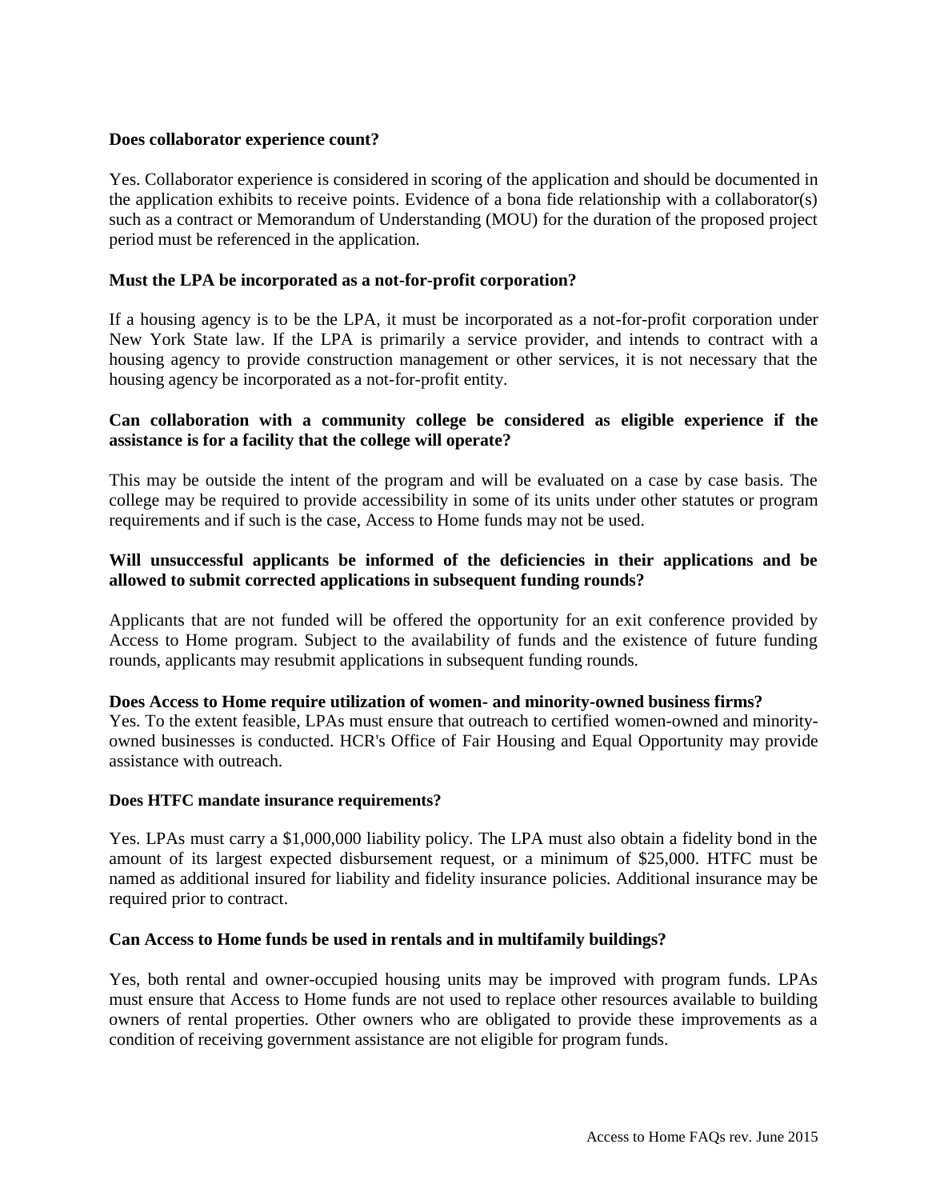**Does collaborator experience count?**

Yes. Collaborator experience is considered in scoring of the application and should be documented in the application exhibits to receive points. Evidence of a bona fide relationship with a collaborator(s) such as a contract or Memorandum of Understanding (MOU) for the duration of the proposed project period must be referenced in the application.

**Must the LPA be incorporated as a not-for-profit corporation?**

If a housing agency is to be the LPA, it must be incorporated as a not-for-profit corporation under New York State law. If the LPA is primarily a service provider, and intends to contract with a housing agency to provide construction management or other services, it is not necessary that the housing agency be incorporated as a not-for-profit entity.

**Can collaboration with a community college be considered as eligible experience if the assistance is for a facility that the college will operate?**

This may be outside the intent of the program and will be evaluated on a case by case basis. The college may be required to provide accessibility in some of its units under other statutes or program requirements and if such is the case, Access to Home funds may not be used.

**Will unsuccessful applicants be informed of the deficiencies in their applications and be allowed to submit corrected applications in subsequent funding rounds?**

Applicants that are not funded will be offered the opportunity for an exit conference provided by Access to Home program. Subject to the availability of funds and the existence of future funding rounds, applicants may resubmit applications in subsequent funding rounds.

**Does Access to Home require utilization of women- and minority-owned business firms?**
Yes. To the extent feasible, LPAs must ensure that outreach to certified women-owned and minority-owned businesses is conducted. HCR's Office of Fair Housing and Equal Opportunity may provide assistance with outreach.

**Does HTFC mandate insurance requirements?**

Yes. LPAs must carry a $1,000,000 liability policy. The LPA must also obtain a fidelity bond in the amount of its largest expected disbursement request, or a minimum of $25,000. HTFC must be named as additional insured for liability and fidelity insurance policies. Additional insurance may be required prior to contract.

**Can Access to Home funds be used in rentals and in multifamily buildings?**

Yes, both rental and owner-occupied housing units may be improved with program funds. LPAs must ensure that Access to Home funds are not used to replace other resources available to building owners of rental properties. Other owners who are obligated to provide these improvements as a condition of receiving government assistance are not eligible for program funds.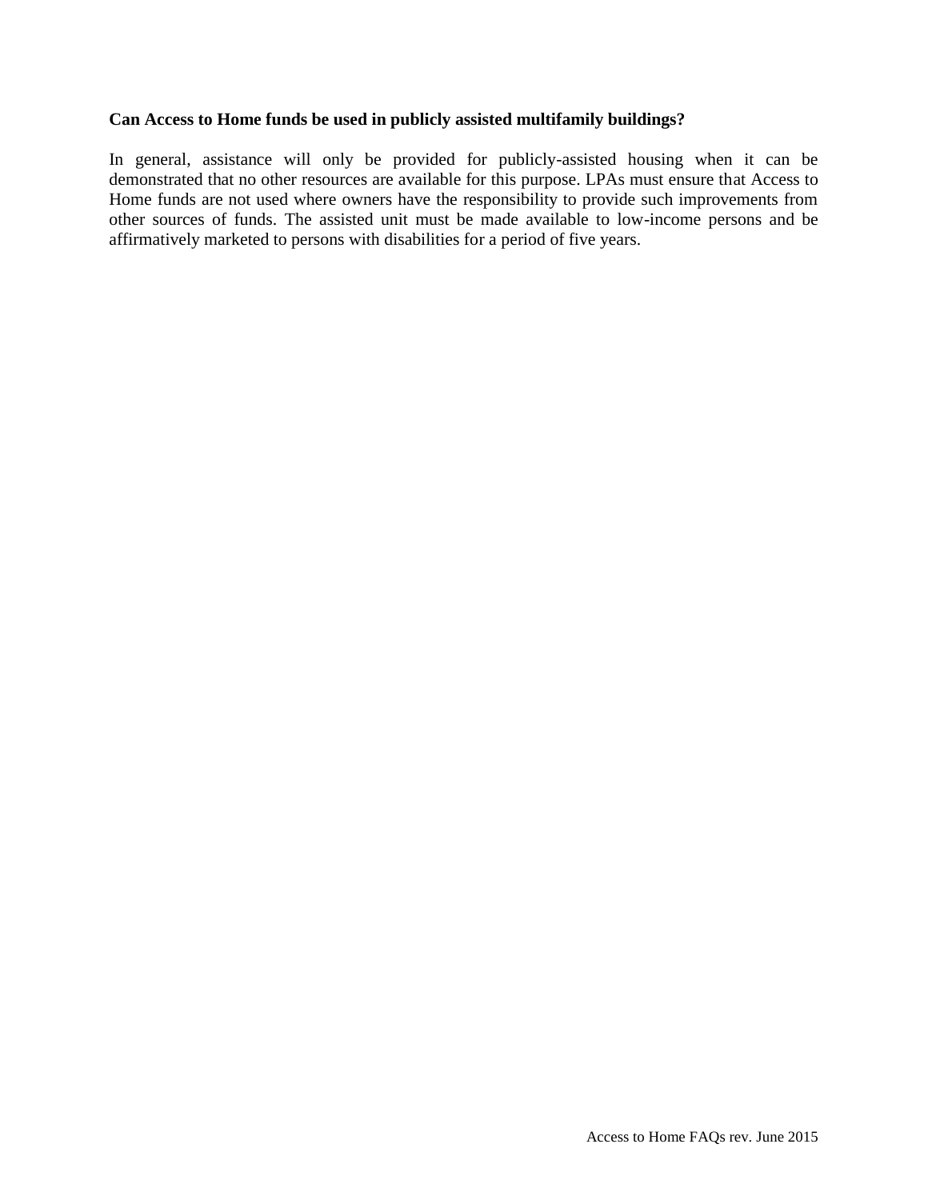**Can Access to Home funds be used in publicly assisted multifamily buildings?**

In general, assistance will only be provided for publicly-assisted housing when it can be demonstrated that no other resources are available for this purpose. LPAs must ensure that Access to Home funds are not used where owners have the responsibility to provide such improvements from other sources of funds. The assisted unit must be made available to low-income persons and be affirmatively marketed to persons with disabilities for a period of five years.